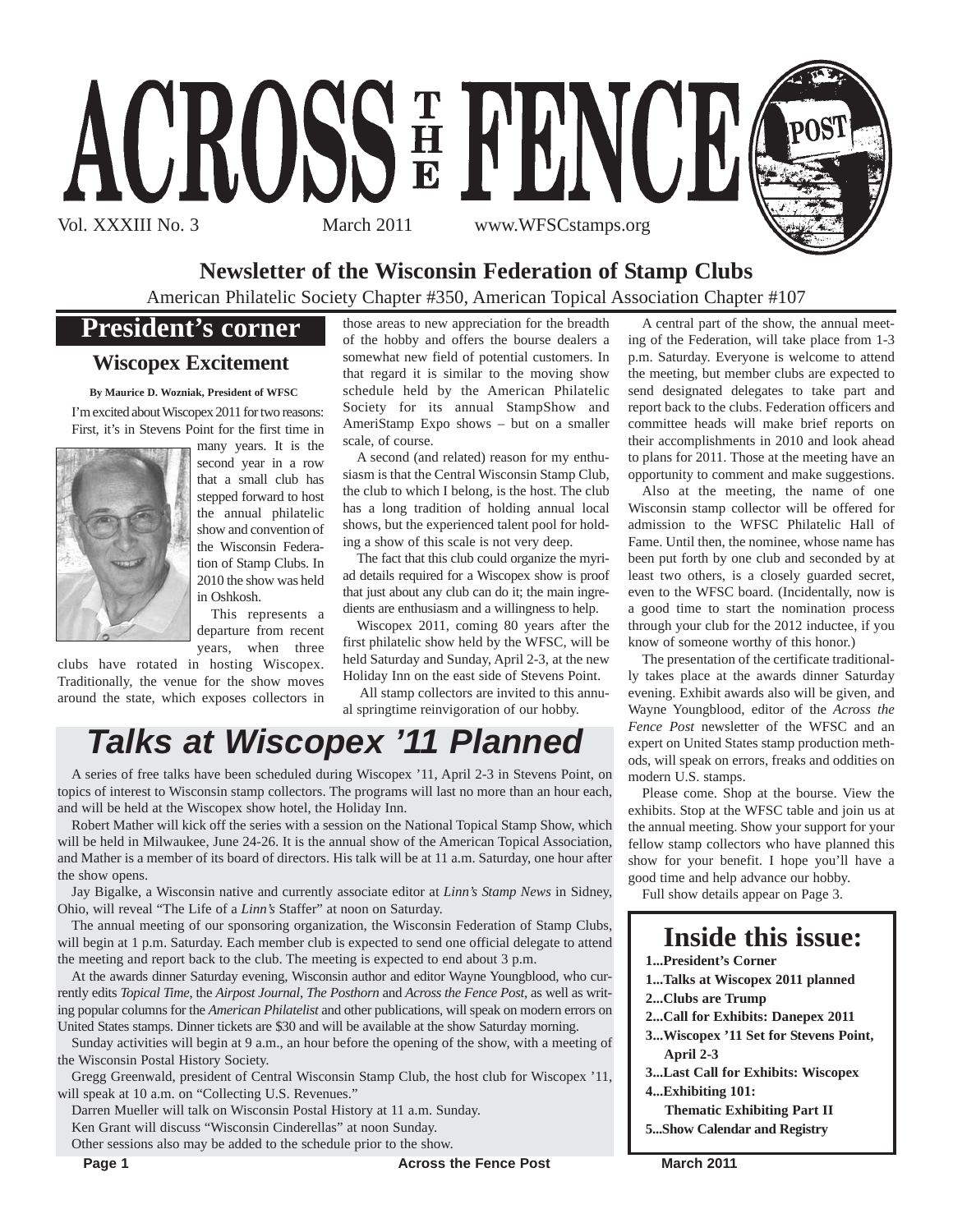# ACROSS THE FENCE POST

Vol. XXXIII No. 3 March 2011 www.WFSCstamps.org

## Newsletter of the Wisconsin Federation of Stamp Clubs

American Philatelic Society Chapter #350, American Topical Association Chapter #107

## President's corner

### Wiscopex Excitement

**By Maurice D. Wozniak, President of WFSC**

I'm excited about Wiscopex 2011 for two reasons: First, it's in Stevens Point for the first time in many years. It is the second year in a row that a small club has stepped forward to host the annual philatelic show and convention of the Wisconsin Federation of Stamp Clubs. In 2010 the show was held in Oshkosh.

This represents a departure from recent years, when three clubs have rotated in hosting Wiscopex. Traditionally, the venue for the show moves around the state, which exposes collectors in those areas to new appreciation for the breadth of the hobby and offers the bourse dealers a somewhat new field of potential customers. In that regard it is similar to the moving show schedule held by the American Philatelic Society for its annual StampShow and AmeriStamp Expo shows – but on a smaller scale, of course.

A second (and related) reason for my enthusiasm is that the Central Wisconsin Stamp Club, the club to which I belong, is the host. The club has a long tradition of holding annual local shows, but the experienced talent pool for holding a show of this scale is not very deep.

The fact that this club could organize the myriad details required for a Wiscopex show is proof that just about any club can do it; the main ingredients are enthusiasm and a willingness to help.

Wiscopex 2011, coming 80 years after the first philatelic show held by the WFSC, will be held Saturday and Sunday, April 2-3, at the new Holiday Inn on the east side of Stevens Point.

All stamp collectors are invited to this annual springtime reinvigoration of our hobby.

A central part of the show, the annual meeting of the Federation, will take place from 1-3 p.m. Saturday. Everyone is welcome to attend the meeting, but member clubs are expected to send designated delegates to take part and report back to the clubs. Federation officers and committee heads will make brief reports on their accomplishments in 2010 and look ahead to plans for 2011. Those at the meeting have an opportunity to comment and make suggestions.

Also at the meeting, the name of one Wisconsin stamp collector will be offered for admission to the WFSC Philatelic Hall of Fame. Until then, the nominee, whose name has been put forth by one club and seconded by at least two others, is a closely guarded secret, even to the WFSC board. (Incidentally, now is a good time to start the nomination process through your club for the 2012 inductee, if you know of someone worthy of this honor.)

The presentation of the certificate traditionally takes place at the awards dinner Saturday evening. Exhibit awards also will be given, and Wayne Youngblood, editor of the *Across the Fence Post* newsletter of the WFSC and an expert on United States stamp production methods, will speak on errors, freaks and oddities on modern U.S. stamps.

Please come. Shop at the bourse. View the exhibits. Stop at the WFSC table and join us at the annual meeting. Show your support for your fellow stamp collectors who have planned this show for your benefit. I hope you'll have a good time and help advance our hobby.

Full show details appear on Page 3.

## *Talks at Wiscopex '11 Planned*

A series of free talks have been scheduled during Wiscopex '11, April 2-3 in Stevens Point, on topics of interest to Wisconsin stamp collectors. The programs will last no more than an hour each, and will be held at the Wiscopex show hotel, the Holiday Inn.

Robert Mather will kick off the series with a session on the National Topical Stamp Show, which will be held in Milwaukee, June 24-26. It is the annual show of the American Topical Association, and Mather is a member of its board of directors. His talk will be at 11 a.m. Saturday, one hour after the show opens.

Jay Bigalke, a Wisconsin native and currently associate editor at *Linn's Stamp News* in Sidney, Ohio, will reveal "The Life of a *Linn's* Staffer" at noon on Saturday.

The annual meeting of our sponsoring organization, the Wisconsin Federation of Stamp Clubs, will begin at 1 p.m. Saturday. Each member club is expected to send one official delegate to attend the meeting and report back to the club. The meeting is expected to end about 3 p.m.

At the awards dinner Saturday evening, Wisconsin author and editor Wayne Youngblood, who currently edits *Topical Time*, the *Airpost Journal*, *The Posthorn* and *Across the Fence Post*, as well as writing popular columns for the *American Philatelist* and other publications, will speak on modern errors on United States stamps. Dinner tickets are $30 and will be available at the show Saturday morning.

Sunday activities will begin at 9 a.m., an hour before the opening of the show, with a meeting of the Wisconsin Postal History Society.

Gregg Greenwald, president of Central Wisconsin Stamp Club, the host club for Wiscopex '11, will speak at 10 a.m. on "Collecting U.S. Revenues."

Darren Mueller will talk on Wisconsin Postal History at 11 a.m. Sunday.

Ken Grant will discuss "Wisconsin Cinderellas" at noon Sunday.

Other sessions also may be added to the schedule prior to the show.

## Inside this issue:

- **1...President's Corner**
- **1...Talks at Wiscopex 2011 planned**
- **2...Clubs are Trump**
- **2...Call for Exhibits: Danepex 2011**
- **3...Wiscopex '11 Set for Stevens Point, April 2-3**
- **3...Last Call for Exhibits: Wiscopex**
- **4...Exhibiting 101: Thematic Exhibiting Part II**
- **5...Show Calendar and Registry**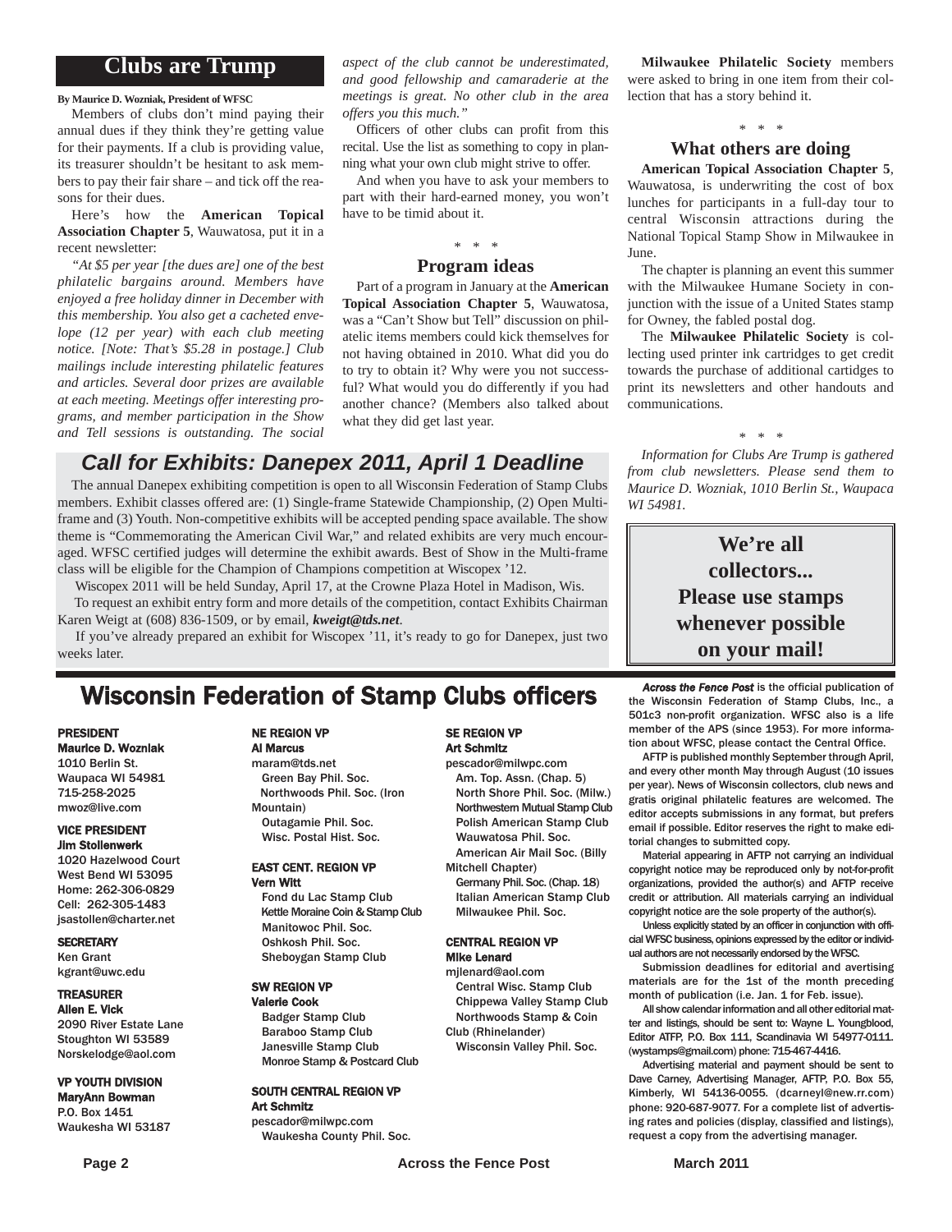## Clubs are Trump

**By Maurice D. Wozniak, President of WFSC**

Members of clubs don't mind paying their annual dues if they think they're getting value for their payments. If a club is providing value, its treasurer shouldn't be hesitant to ask members to pay their fair share – and tick off the reasons for their dues.

Here's how the **American Topical Association Chapter 5**, Wauwatosa, put it in a recent newsletter:

*"At $5 per year [the dues are] one of the best philatelic bargains around. Members have enjoyed a free holiday dinner in December with this membership. You also get a cacheted envelope (12 per year) with each club meeting notice. [Note: That's $5.28 in postage.] Club mailings include interesting philatelic features and articles. Several door prizes are available at each meeting. Meetings offer interesting programs, and member participation in the Show and Tell sessions is outstanding. The social aspect of the club cannot be underestimated, and good fellowship and camaraderie at the meetings is great. No other club in the area offers you this much."*

Officers of other clubs can profit from this recital. Use the list as something to copy in planning what your own club might strive to offer.

And when you have to ask your members to part with their hard-earned money, you won't have to be timid about it.

\* \* \*

### Program ideas

Part of a program in January at the **American Topical Association Chapter 5**, Wauwatosa, was a "Can't Show but Tell" discussion on philatelic items members could kick themselves for not having obtained in 2010. What did you do to try to obtain it? Why were you not successful? What would you do differently if you had another chance? (Members also talked about what they did get last year.

**Milwaukee Philatelic Society** members were asked to bring in one item from their collection that has a story behind it.

\* \* \*

### What others are doing

**American Topical Association Chapter 5**, Wauwatosa, is underwriting the cost of box lunches for participants in a full-day tour to central Wisconsin attractions during the National Topical Stamp Show in Milwaukee in June.

The chapter is planning an event this summer with the Milwaukee Humane Society in conjunction with the issue of a United States stamp for Owney, the fabled postal dog.

The **Milwaukee Philatelic Society** is collecting used printer ink cartridges to get credit towards the purchase of additional cartidges to print its newsletters and other handouts and communications.

\* \* \*

*Information for Clubs Are Trump is gathered from club newsletters. Please send them to Maurice D. Wozniak, 1010 Berlin St., Waupaca WI 54981.*

## *Call for Exhibits: Danepex 2011, April 1 Deadline*

The annual Danepex exhibiting competition is open to all Wisconsin Federation of Stamp Clubs members. Exhibit classes offered are: (1) Single-frame Statewide Championship, (2) Open Multi-frame and (3) Youth. Non-competitive exhibits will be accepted pending space available. The show theme is "Commemorating the American Civil War," and related exhibits are very much encouraged. WFSC certified judges will determine the exhibit awards. Best of Show in the Multi-frame class will be eligible for the Champion of Champions competition at Wiscopex '12.

Wiscopex 2011 will be held Sunday, April 17, at the Crowne Plaza Hotel in Madison, Wis.

To request an exhibit entry form and more details of the competition, contact Exhibits Chairman Karen Weigt at (608) 836-1509, or by email, ***kweigt@tds.net***.

If you've already prepared an exhibit for Wiscopex '11, it's ready to go for Danepex, just two weeks later.

**We're all collectors... Please use stamps whenever possible on your mail!**

## Wisconsin Federation of Stamp Clubs officers

**PRESIDENT**
**Maurice D. Wozniak**
1010 Berlin St.
Waupaca WI 54981
715-258-2025
mwoz@live.com

**VICE PRESIDENT**
**Jim Stollenwerk**
1020 Hazelwood Court
West Bend WI 53095
Home: 262-306-0829
Cell: 262-305-1483
jsastollen@charter.net

**SECRETARY**
Ken Grant
kgrant@uwc.edu

**TREASURER**
**Allen E. Vick**
2090 River Estate Lane
Stoughton WI 53589
Norskelodge@aol.com

**VP YOUTH DIVISION**
**MaryAnn Bowman**
P.O. Box 1451
Waukesha WI 53187

**NE REGION VP**
**Al Marcus**
maram@tds.net
Green Bay Phil. Soc.
Northwoods Phil. Soc. (Iron Mountain)
Outagamie Phil. Soc.
Wisc. Postal Hist. Soc.

**EAST CENT. REGION VP**
**Vern Witt**
Fond du Lac Stamp Club
Kettle Moraine Coin & Stamp Club
Manitowoc Phil. Soc.
Oshkosh Phil. Soc.
Sheboygan Stamp Club

**SW REGION VP**
**Valerie Cook**
Badger Stamp Club
Baraboo Stamp Club
Janesville Stamp Club
Monroe Stamp & Postcard Club

**SOUTH CENTRAL REGION VP**
**Art Schmitz**
pescador@milwpc.com
Waukesha County Phil. Soc.

**SE REGION VP**
**Art Schmitz**
pescador@milwpc.com
Am. Top. Assn. (Chap. 5)
North Shore Phil. Soc. (Milw.)
Northwestern Mutual Stamp Club
Polish American Stamp Club
Wauwatosa Phil. Soc.
American Air Mail Soc. (Billy Mitchell Chapter)
Germany Phil. Soc. (Chap. 18)
Italian American Stamp Club
Milwaukee Phil. Soc.

**CENTRAL REGION VP**
**Mike Lenard**
mjlenard@aol.com
Central Wisc. Stamp Club
Chippewa Valley Stamp Club
Northwoods Stamp & Coin Club (Rhinelander)
Wisconsin Valley Phil. Soc.

***Across the Fence Post*** is the official publication of the Wisconsin Federation of Stamp Clubs, Inc., a 501c3 non-profit organization. WFSC also is a life member of the APS (since 1953). For more information about WFSC, please contact the Central Office.

AFTP is published monthly September through April, and every other month May through August (10 issues per year). News of Wisconsin collectors, club news and gratis original philatelic features are welcomed. The editor accepts submissions in any format, but prefers email if possible. Editor reserves the right to make editorial changes to submitted copy.

Material appearing in AFTP not carrying an individual copyright notice may be reproduced only by not-for-profit organizations, provided the author(s) and AFTP receive credit or attribution. All materials carrying an individual copyright notice are the sole property of the author(s).

Unless explicitly stated by an officer in conjunction with official WFSC business, opinions expressed by the editor or individual authors are not necessarily endorsed by the WFSC.

Submission deadlines for editorial and avertising materials are for the 1st of the month preceding month of publication (i.e. Jan. 1 for Feb. issue).

All show calendar information and all other editorial matter and listings, should be sent to: Wayne L. Youngblood, Editor ATFP, P.O. Box 111, Scandinavia WI 54977-0111. (wystamps@gmail.com) phone: 715-467-4416.

Advertising material and payment should be sent to Dave Carney, Advertising Manager, AFTP, P.O. Box 55, Kimberly, WI 54136-0055. (dcarneyl@new.rr.com) phone: 920-687-9077. For a complete list of advertising rates and policies (display, classified and listings), request a copy from the advertising manager.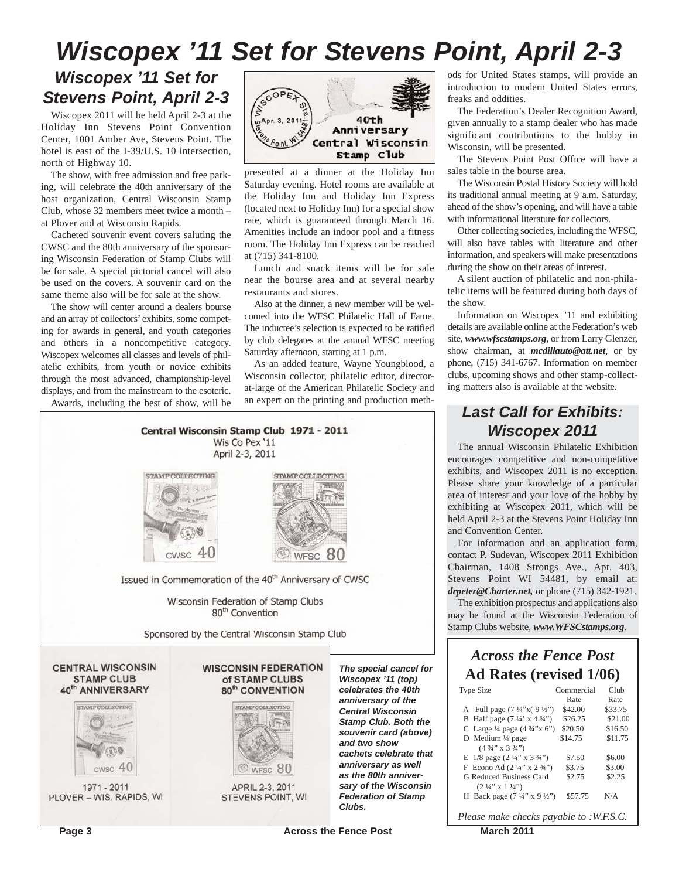# Wiscopex ’11 Set for Stevens Point, April 2-3

## Wiscopex ’11 Set for Stevens Point, April 2-3

Wiscopex 2011 will be held April 2-3 at the Holiday Inn Stevens Point Convention Center, 1001 Amber Ave, Stevens Point. The hotel is east of the I-39/U.S. 10 intersection, north of Highway 10.

The show, with free admission and free parking, will celebrate the 40th anniversary of the host organization, Central Wisconsin Stamp Club, whose 32 members meet twice a month – at Plover and at Wisconsin Rapids.

Cacheted souvenir event covers saluting the CWSC and the 80th anniversary of the sponsoring Wisconsin Federation of Stamp Clubs will be for sale. A special pictorial cancel will also be used on the covers. A souvenir card on the same theme also will be for sale at the show.

The show will center around a dealers bourse and an array of collectors’ exhibits, some competing for awards in general, and youth categories and others in a noncompetitive category. Wiscopex welcomes all classes and levels of philatelic exhibits, from youth or novice exhibits through the most advanced, championship-level displays, and from the mainstream to the esoteric.

Awards, including the best of show, will be presented at a dinner at the Holiday Inn Saturday evening. Hotel rooms are available at the Holiday Inn and Holiday Inn Express (located next to Holiday Inn) for a special show rate, which is guaranteed through March 16. Amenities include an indoor pool and a fitness room. The Holiday Inn Express can be reached at (715) 341-8100.

Lunch and snack items will be for sale near the bourse area and at several nearby restaurants and stores.

Also at the dinner, a new member will be welcomed into the WFSC Philatelic Hall of Fame. The inductee’s selection is expected to be ratified by club delegates at the annual WFSC meeting Saturday afternoon, starting at 1 p.m.

As an added feature, Wayne Youngblood, a Wisconsin collector, philatelic editor, director-at-large of the American Philatelic Society and an expert on the printing and production methods for United States stamps, will provide an introduction to modern United States errors, freaks and oddities.

The Federation’s Dealer Recognition Award, given annually to a stamp dealer who has made significant contributions to the hobby in Wisconsin, will be presented.

The Stevens Point Post Office will have a sales table in the bourse area.

The Wisconsin Postal History Society will hold its traditional annual meeting at 9 a.m. Saturday, ahead of the show’s opening, and will have a table with informational literature for collectors.

Other collecting societies, including the WFSC, will also have tables with literature and other information, and speakers will make presentations during the show on their areas of interest.

A silent auction of philatelic and non-philatelic items will be featured during both days of the show.

Information on Wiscopex ’11 and exhibiting details are available online at the Federation’s web site, ***www.wfscstamps.org***, or from Larry Glenzer, show chairman, at ***mcdillauto@att.net***, or by phone, (715) 341-6767. Information on member clubs, upcoming shows and other stamp-collecting matters also is available at the website.

WISCOPEX Sta. Apr. 3, 2011 Stevens Point, WI 54481 — 40th Anniversary Central Wisconsin Stamp Club

Central Wisconsin Stamp Club 1971 - 2011
Wis Co Pex '11
April 2-3, 2011

STAMP COLLECTING — CWSC 40
STAMP COLLECTING — WFSC 80

Issued in Commemoration of the 40th Anniversary of CWSC

Wisconsin Federation of Stamp Clubs
80th Convention

Sponsored by the Central Wisconsin Stamp Club

CENTRAL WISCONSIN STAMP CLUB 40th ANNIVERSARY — STAMP COLLECTING — CWSC 40 — 1971 - 2011 PLOVER – WIS. RAPIDS, WI

WISCONSIN FEDERATION of STAMP CLUBS 80th CONVENTION — STAMP COLLECTING — WFSC 80 — APRIL 2-3, 2011 STEVENS POINT, WI

***The special cancel for Wiscopex ’11 (top) celebrates the 40th anniversary of the Central Wisconsin Stamp Club. Both the souvenir card (above) and two show cachets celebrate that anniversary as well as the 80th anniversary of the Wisconsin Federation of Stamp Clubs.***

## Last Call for Exhibits: Wiscopex 2011

The annual Wisconsin Philatelic Exhibition encourages competitive and non-competitive exhibits, and Wiscopex 2011 is no exception. Please share your knowledge of a particular area of interest and your love of the hobby by exhibiting at Wiscopex 2011, which will be held April 2-3 at the Stevens Point Holiday Inn and Convention Center.

For information and an application form, contact P. Sudevan, Wiscopex 2011 Exhibition Chairman, 1408 Strongs Ave., Apt. 403, Stevens Point WI 54481, by email at: ***drpeter@Charter.net,*** or phone (715) 342-1921.

The exhibition prospectus and applications also may be found at the Wisconsin Federation of Stamp Clubs website, ***www.WFSCstamps.org***.

## *Across the Fence Post* Ad Rates (revised 1/06)

| Type Size | Commercial Rate | Club Rate |
|---|---|---|
| A Full page (7 ¼”x( 9 ½”) | $42.00 | $33.75 |
| B Half page (7 ¼” x 4 ¾”) | $26.25 | $21.00 |
| C Large ¼ page (4 ¾”x 6”) | $20.50 | $16.50 |
| D Medium ¼ page (4 ¾” x 3 ¾”) | $14.75 | $11.75 |
| E 1/8 page (2 ¼” x 3 ¾”) | $7.50 | $6.00 |
| F Econo Ad (2 ¼” x 2 ¾”) | $3.75 | $3.00 |
| G Reduced Business Card (2 ¼” x 1 ¼”) | $2.75 | $2.25 |
| H Back page (7 ¼” x 9 ½”) | $57.75 | N/A |

*Please make checks payable to :W.F.S.C.*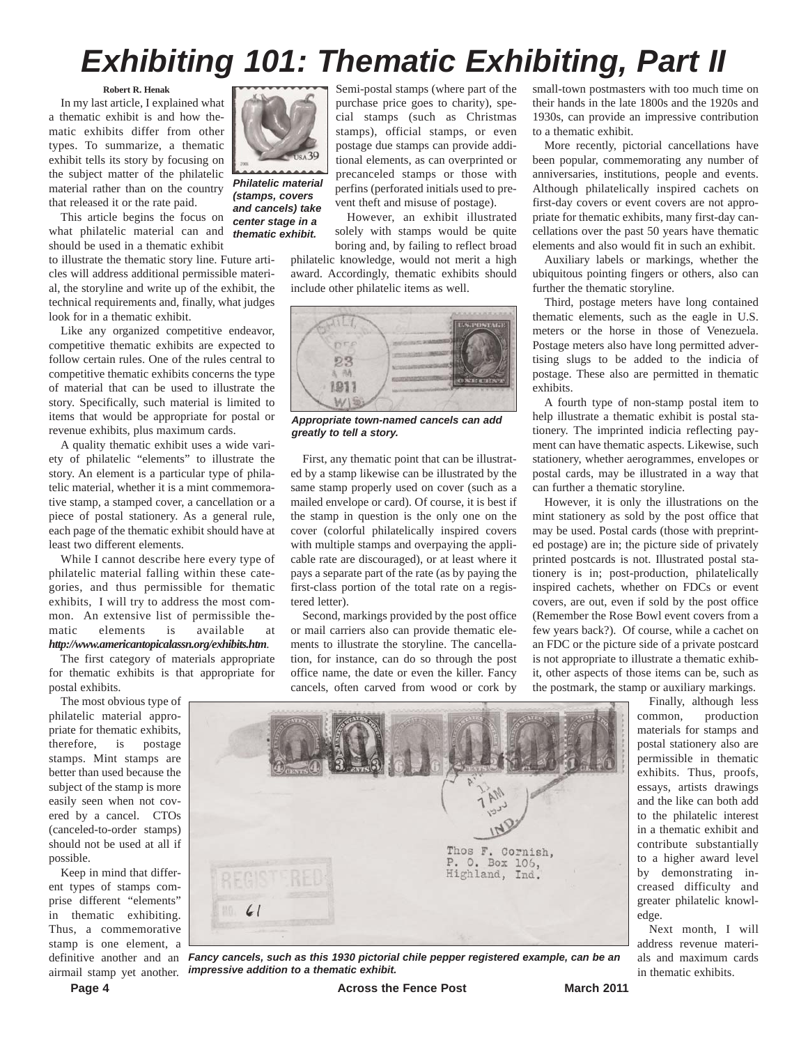# Exhibiting 101: Thematic Exhibiting, Part II

**Robert R. Henak**

In my last article, I explained what a thematic exhibit is and how thematic exhibits differ from other types. To summarize, a thematic exhibit tells its story by focusing on the subject matter of the philatelic material rather than on the country that released it or the rate paid.

This article begins the focus on what philatelic material can and should be used in a thematic exhibit to illustrate the thematic story line. Future articles will address additional permissible material, the storyline and write up of the exhibit, the technical requirements and, finally, what judges look for in a thematic exhibit.

*Philatelic material (stamps, covers and cancels) take center stage in a thematic exhibit.*

Like any organized competitive endeavor, competitive thematic exhibits are expected to follow certain rules. One of the rules central to competitive thematic exhibits concerns the type of material that can be used to illustrate the story. Specifically, such material is limited to items that would be appropriate for postal or revenue exhibits, plus maximum cards.

A quality thematic exhibit uses a wide variety of philatelic "elements" to illustrate the story. An element is a particular type of philatelic material, whether it is a mint commemorative stamp, a stamped cover, a cancellation or a piece of postal stationery. As a general rule, each page of the thematic exhibit should have at least two different elements.

While I cannot describe here every type of philatelic material falling within these categories, and thus permissible for thematic exhibits, I will try to address the most common. An extensive list of permissible thematic elements is available at ***http://www.americantopicalassn.org/exhibits.htm***.

The first category of materials appropriate for thematic exhibits is that appropriate for postal exhibits.

The most obvious type of philatelic material appropriate for thematic exhibits, therefore, is postage stamps. Mint stamps are better than used because the subject of the stamp is more easily seen when not covered by a cancel. CTOs (canceled-to-order stamps) should not be used at all if possible.

Keep in mind that different types of stamps comprise different "elements" in thematic exhibiting. Thus, a commemorative stamp is one element, a definitive another and an airmail stamp yet another. Semi-postal stamps (where part of the purchase price goes to charity), special stamps (such as Christmas stamps), official stamps, or even postage due stamps can provide additional elements, as can overprinted or precanceled stamps or those with perfins (perforated initials used to prevent theft and misuse of postage).

However, an exhibit illustrated solely with stamps would be quite boring and, by failing to reflect broad philatelic knowledge, would not merit a high award. Accordingly, thematic exhibits should include other philatelic items as well.

*Appropriate town-named cancels can add greatly to tell a story.*

First, any thematic point that can be illustrated by a stamp likewise can be illustrated by the same stamp properly used on cover (such as a mailed envelope or card). Of course, it is best if the stamp in question is the only one on the cover (colorful philatelically inspired covers with multiple stamps and overpaying the applicable rate are discouraged), or at least where it pays a separate part of the rate (as by paying the first-class portion of the total rate on a registered letter).

Second, markings provided by the post office or mail carriers also can provide thematic elements to illustrate the storyline. The cancellation, for instance, can do so through the post office name, the date or even the killer. Fancy cancels, often carved from wood or cork by small-town postmasters with too much time on their hands in the late 1800s and the 1920s and 1930s, can provide an impressive contribution to a thematic exhibit.

More recently, pictorial cancellations have been popular, commemorating any number of anniversaries, institutions, people and events. Although philatelically inspired cachets on first-day covers or event covers are not appropriate for thematic exhibits, many first-day cancellations over the past 50 years have thematic elements and also would fit in such an exhibit.

Auxiliary labels or markings, whether the ubiquitous pointing fingers or others, also can further the thematic storyline.

Third, postage meters have long contained thematic elements, such as the eagle in U.S. meters or the horse in those of Venezuela. Postage meters also have long permitted advertising slugs to be added to the indicia of postage. These also are permitted in thematic exhibits.

A fourth type of non-stamp postal item to help illustrate a thematic exhibit is postal stationery. The imprinted indicia reflecting payment can have thematic aspects. Likewise, such stationery, whether aerogrammes, envelopes or postal cards, may be illustrated in a way that can further a thematic storyline.

However, it is only the illustrations on the mint stationery as sold by the post office that may be used. Postal cards (those with preprinted postage) are in; the picture side of privately printed postcards is not. Illustrated postal stationery is in; post-production, philatelically inspired cachets, whether on FDCs or event covers, are out, even if sold by the post office (Remember the Rose Bowl event covers from a few years back?). Of course, while a cachet on an FDC or the picture side of a private postcard is not appropriate to illustrate a thematic exhibit, other aspects of those items can be, such as the postmark, the stamp or auxiliary markings.

*Fancy cancels, such as this 1930 pictorial chile pepper registered example, can be an impressive addition to a thematic exhibit.*

Finally, although less common, production materials for stamps and postal stationery also are permissible in thematic exhibits. Thus, proofs, essays, artists drawings and the like can both add to the philatelic interest in a thematic exhibit and contribute substantially to a higher award level by demonstrating increased difficulty and greater philatelic knowledge.

Next month, I will address revenue materials and maximum cards in thematic exhibits.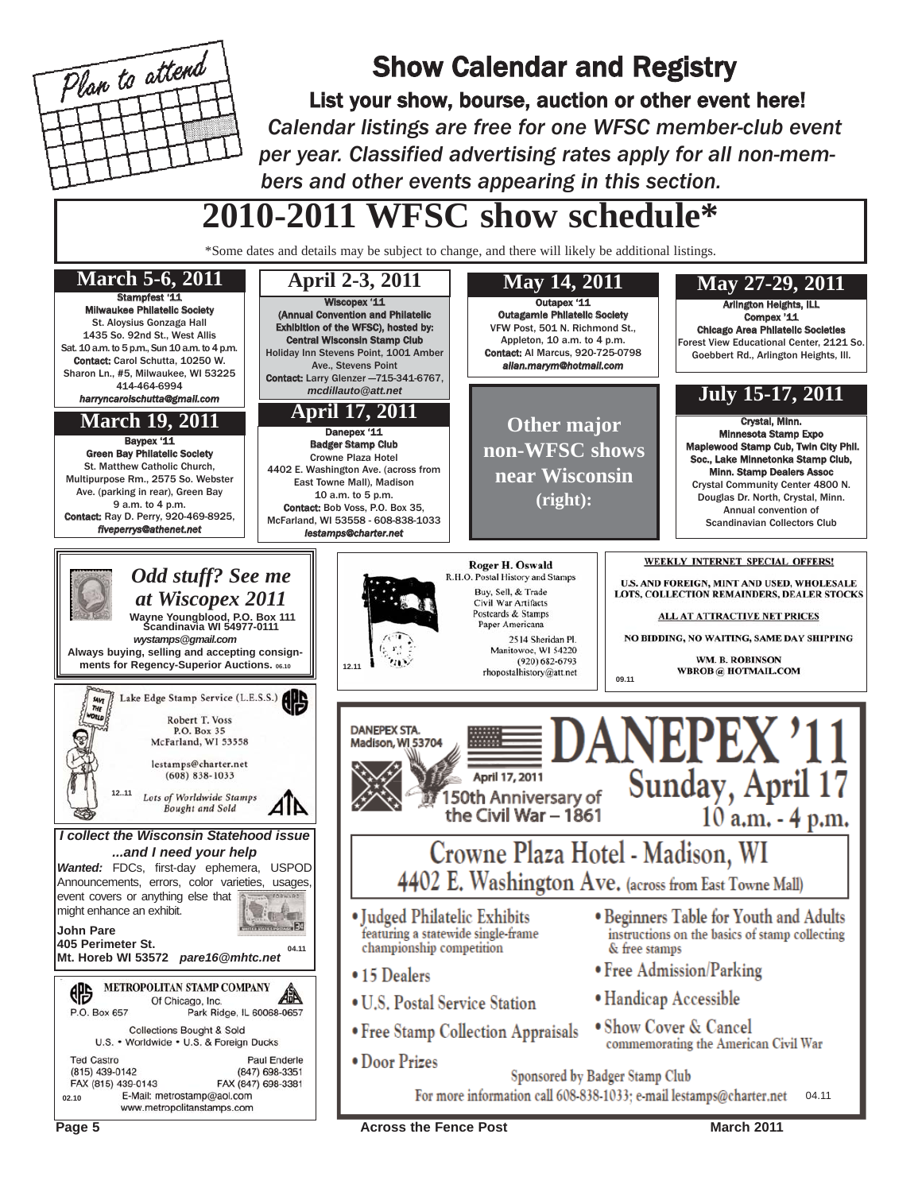Plan to attend

# Show Calendar and Registry

**List your show, bourse, auction or other event here!**

*Calendar listings are free for one WFSC member-club event per year. Classified advertising rates apply for all non-members and other events appearing in this section.*

## 2010-2011 WFSC show schedule*

*Some dates and details may be subject to change, and there will likely be additional listings.

### March 5-6, 2011

**Stampfest '11**
**Milwaukee Philatelic Society**
St. Aloysius Gonzaga Hall
1435 So. 92nd St., West Allis
Sat. 10 a.m. to 5 p.m., Sun 10 a.m. to 4 p.m.
**Contact:** Carol Schutta, 10250 W. Sharon Ln., #5, Milwaukee, WI 53225
414-464-6994
*harryncarolschutta@gmail.com*

### March 19, 2011

**Baypex '11**
**Green Bay Philatelic Society**
St. Matthew Catholic Church, Multipurpose Rm., 2575 So. Webster Ave. (parking in rear), Green Bay
9 a.m. to 4 p.m.
**Contact:** Ray D. Perry, 920-469-8925,
*fiveperrys@athenet.net*

### April 2-3, 2011

**Wiscopex '11**
**(Annual Convention and Philatelic Exhibition of the WFSC), hosted by: Central Wisconsin Stamp Club**
Holiday Inn Stevens Point, 1001 Amber Ave., Stevens Point
**Contact:** Larry Glenzer —715-341-6767,
*mcdillauto@att.net*

### April 17, 2011

**Danepex '11**
**Badger Stamp Club**
Crowne Plaza Hotel
4402 E. Washington Ave. (across from East Towne Mall), Madison
10 a.m. to 5 p.m.
**Contact:** Bob Voss, P.O. Box 35, McFarland, WI 53558 - 608-838-1033
*lestamps@charter.net*

### May 14, 2011

**Outapex '11**
**Outagamie Philatelic Society**
VFW Post, 501 N. Richmond St., Appleton, 10 a.m. to 4 p.m.
**Contact:** Al Marcus, 920-725-0798
*allan.marym@hotmail.com*

**Other major non-WFSC shows near Wisconsin (right):**

### May 27-29, 2011

**Arlington Heights, ILL**
**Compex '11**
**Chicago Area Philatelic Societies**
Forest View Educational Center, 2121 So. Goebbert Rd., Arlington Heights, Ill.

### July 15-17, 2011

**Crystal, Minn.**
**Minnesota Stamp Expo**
**Maplewood Stamp Cub, Twin City Phil. Soc., Lake Minnetonka Stamp Club, Minn. Stamp Dealers Assoc**
Crystal Community Center 4800 N. Douglas Dr. North, Crystal, Minn.
Annual convention of Scandinavian Collectors Club

---

***Odd stuff? See me at Wiscopex 2011***
**Wayne Youngblood, P.O. Box 111 Scandinavia WI 54977-0111**
*wystamps@gmail.com*
**Always buying, selling and accepting consignments for Regency-Superior Auctions.** 06.10

---

**Roger H. Oswald**
R.H.O. Postal History and Stamps
Buy, Sell, & Trade
Civil War Artifacts
Postcards & Stamps
Paper Americana
2514 Sheridan Pl.
Manitowoc, WI 54220
(920) 682-6793
rhopostalhistory@att.net
12.11

---

**WEEKLY INTERNET SPECIAL OFFERS!**
**U.S. AND FOREIGN, MINT AND USED, WHOLESALE LOTS, COLLECTION REMAINDERS, DEALER STOCKS**
**ALL AT ATTRACTIVE NET PRICES**
**NO BIDDING, NO WAITING, SAME DAY SHIPPING**
**WM. B. ROBINSON**
**WBROB @ HOTMAIL.COM**
09.11

---

Lake Edge Stamp Service (L.E.S.S.)
Robert T. Voss
P.O. Box 35
McFarland, WI 53558
lestamps@charter.net
(608) 838-1033
*Lots of Worldwide Stamps Bought and Sold*
12..11

---

***I collect the Wisconsin Statehood issue ...and I need your help***
***Wanted:*** FDCs, first-day ephemera, USPOD Announcements, errors, color varieties, usages, event covers or anything else that might enhance an exhibit.
**John Pare**
**405 Perimeter St.**
**Mt. Horeb WI 53572** ***pare16@mhtc.net***
04.11

---

**METROPOLITAN STAMP COMPANY**
Of Chicago, Inc.
P.O. Box 657 Park Ridge, IL 60068-0657
Collections Bought & Sold
U.S. • Worldwide • U.S. & Foreign Ducks
Ted Castro (815) 439-0142 FAX (815) 439-0143
Paul Enderle (847) 698-3351 FAX (847) 698-3381
E-Mail: metrostamp@aol.com
www.metropolitanstamps.com
02.10

---

DANEPEX STA.
Madison, WI 53704
April 17, 2011
150th Anniversary of the Civil War – 1861

# DANEPEX '11

## Sunday, April 17

**10 a.m. - 4 p.m.**

## Crowne Plaza Hotel - Madison, WI

**4402 E. Washington Ave.** (across from East Towne Mall)

- Judged Philatelic Exhibits featuring a statewide single-frame championship competition
- 15 Dealers
- U.S. Postal Service Station
- Free Stamp Collection Appraisals
- Door Prizes
- Beginners Table for Youth and Adults instructions on the basics of stamp collecting & free stamps
- Free Admission/Parking
- Handicap Accessible
- Show Cover & Cancel commemorating the American Civil War

Sponsored by Badger Stamp Club
For more information call 608-838-1033; e-mail lestamps@charter.net
04.11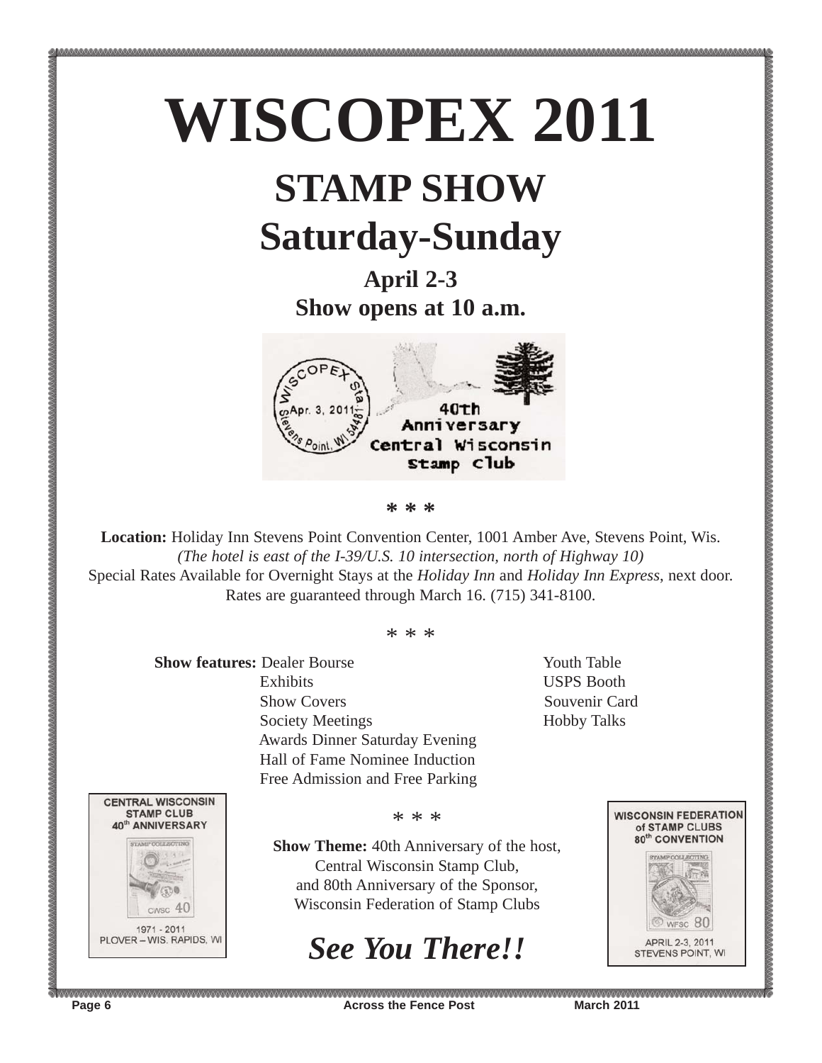# WISCOPEX 2011

## STAMP SHOW

## Saturday-Sunday

### April 2-3

### Show opens at 10 a.m.

* * *

**Location:** Holiday Inn Stevens Point Convention Center, 1001 Amber Ave, Stevens Point, Wis.
*(The hotel is east of the I-39/U.S. 10 intersection, north of Highway 10)*
Special Rates Available for Overnight Stays at the *Holiday Inn* and *Holiday Inn Express*, next door.
Rates are guaranteed through March 16. (715) 341-8100.

* * *

**Show features:**

- Dealer Bourse
- Exhibits
- Show Covers
- Society Meetings
- Awards Dinner Saturday Evening
- Hall of Fame Nominee Induction
- Free Admission and Free Parking
- Youth Table
- USPS Booth
- Souvenir Card
- Hobby Talks

* * *

**Show Theme:** 40th Anniversary of the host,
Central Wisconsin Stamp Club,
and 80th Anniversary of the Sponsor,
Wisconsin Federation of Stamp Clubs

## *See You There!!*